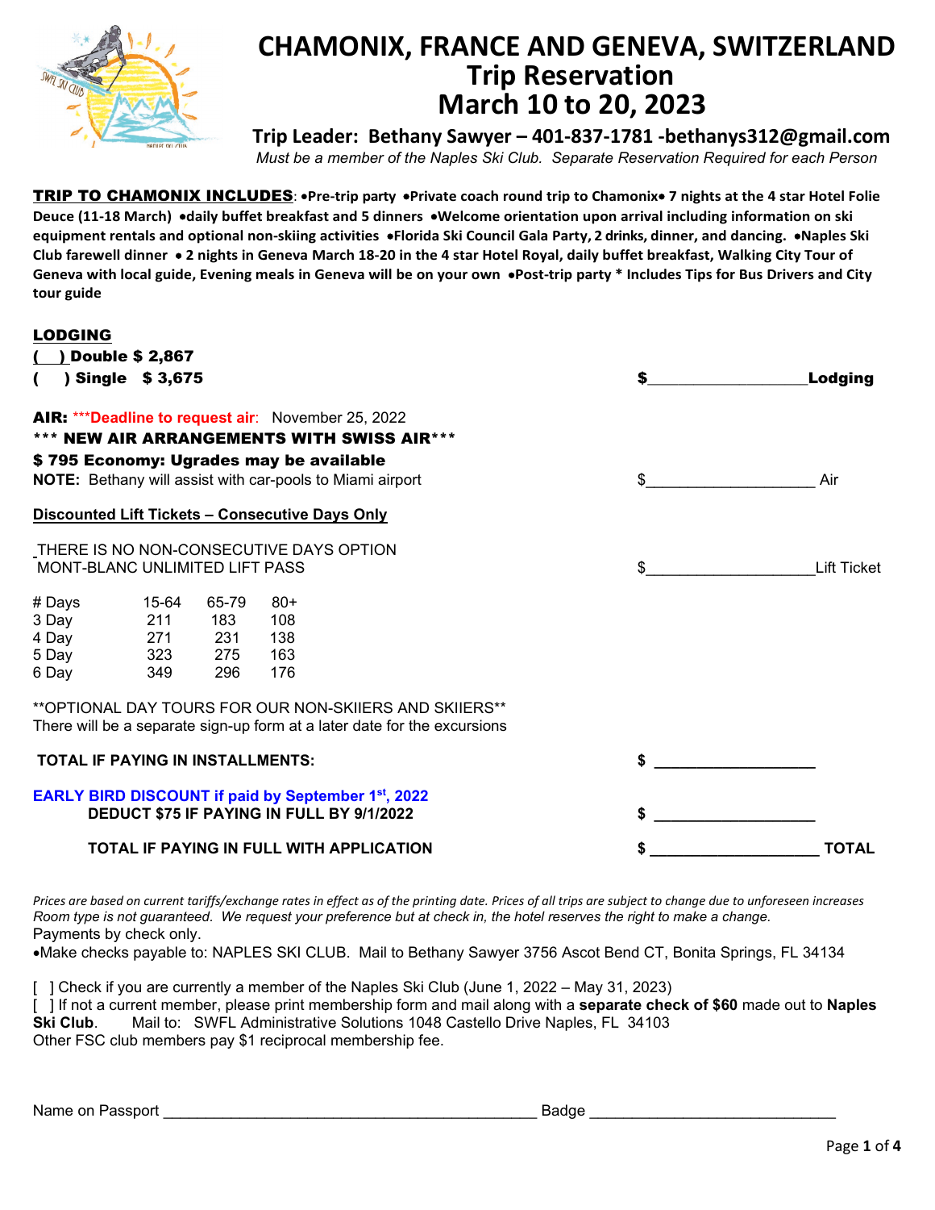# CHAMONIX, FRANCE AND GENEVA, SWITZERLAND
## Trip Reservation
## March 10 to 20, 2023

**Trip Leader: Bethany Sawyer – 401-837-1781 -bethanys312@gmail.com**

*Must be a member of the Naples Ski Club. Separate Reservation Required for each Person*

**TRIP TO CHAMONIX INCLUDES**: **•Pre-trip party •Private coach round trip to Chamonix• 7 nights at the 4 star Hotel Folie Deuce (11-18 March) •daily buffet breakfast and 5 dinners •Welcome orientation upon arrival including information on ski equipment rentals and optional non-skiing activities •Florida Ski Council Gala Party, 2 drinks, dinner, and dancing. •Naples Ski Club farewell dinner • 2 nights in Geneva March 18-20 in the 4 star Hotel Royal, daily buffet breakfast, Walking City Tour of Geneva with local guide, Evening meals in Geneva will be on your own •Post-trip party * Includes Tips for Bus Drivers and City tour guide**

**LODGING**

**( ) Double $ 2,867**
**( ) Single $ 3,675** — $__________________ **Lodging**

**AIR:** ***Deadline to request air: November 25, 2022
**\*\*\* NEW AIR ARRANGEMENTS WITH SWISS AIR\*\*\***
**$ 795 Economy: Ugrades may be available**
**NOTE:** Bethany will assist with car-pools to Miami airport — $____________________ Air

**Discounted Lift Tickets – Consecutive Days Only**

THERE IS NO NON-CONSECUTIVE DAYS OPTION
MONT-BLANC UNLIMITED LIFT PASS — $____________________ Lift Ticket

| # Days | 15-64 | 65-79 | 80+ |
|---|---|---|---|
| 3 Day | 211 | 183 | 108 |
| 4 Day | 271 | 231 | 138 |
| 5 Day | 323 | 275 | 163 |
| 6 Day | 349 | 296 | 176 |

\*\*OPTIONAL DAY TOURS FOR OUR NON-SKIIERS AND SKIIERS\*\*
There will be a separate sign-up form at a later date for the excursions

**TOTAL IF PAYING IN INSTALLMENTS:** $ ___________________

**EARLY BIRD DISCOUNT if paid by September 1st, 2022**
**DEDUCT $75 IF PAYING IN FULL BY 9/1/2022** $ ___________________

**TOTAL IF PAYING IN FULL WITH APPLICATION** $ ____________________ **TOTAL**

*Prices are based on current tariffs/exchange rates in effect as of the printing date. Prices of all trips are subject to change due to unforeseen increases Room type is not guaranteed. We request your preference but at check in, the hotel reserves the right to make a change.*

Payments by check only.

•Make checks payable to: NAPLES SKI CLUB. Mail to Bethany Sawyer 3756 Ascot Bend CT, Bonita Springs, FL 34134

[ ] Check if you are currently a member of the Naples Ski Club (June 1, 2022 – May 31, 2023)
[ ] If not a current member, please print membership form and mail along with a **separate check of $60** made out to **Naples Ski Club**. Mail to: SWFL Administrative Solutions 1048 Castello Drive Naples, FL 34103
Other FSC club members pay $1 reciprocal membership fee.

Name on Passport ____________________________________________ Badge ____________________________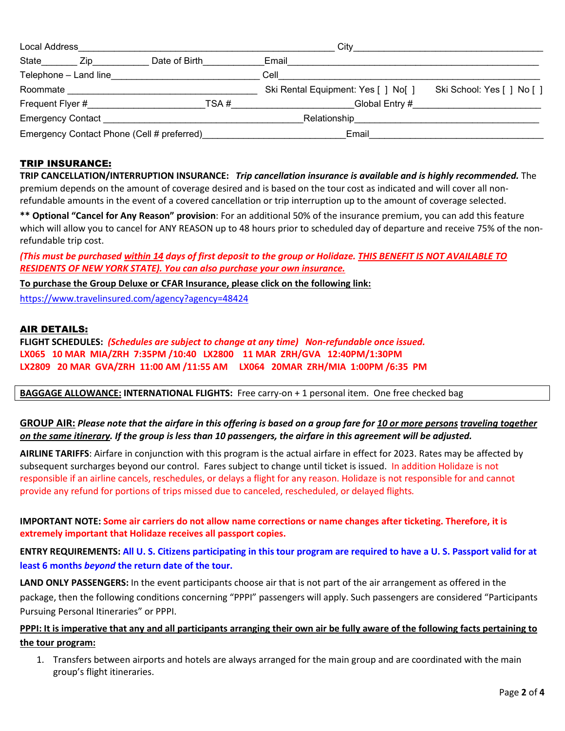Local Address_______________________________________________ City___________________________________

State_______ Zip___________ Date of Birth___________Email______________________________________________

Telephone – Land line____________________________ Cell______________________________________________

Roommate ___________________________________ Ski Rental Equipment: Yes [ ] No[ ] Ski School: Yes [ ] No [ ]

Frequent Flyer #______________________TSA #_______________________Global Entry #________________________

Emergency Contact ______________________________________Relationship_________________________________

Emergency Contact Phone (Cell # preferred)___________________________Email_________________________________

## TRIP INSURANCE:

**TRIP CANCELLATION/INTERRUPTION INSURANCE:** ***Trip cancellation insurance is available and is highly recommended.*** The premium depends on the amount of coverage desired and is based on the tour cost as indicated and will cover all non-refundable amounts in the event of a covered cancellation or trip interruption up to the amount of coverage selected.

**\*\* Optional "Cancel for Any Reason" provision**: For an additional 50% of the insurance premium, you can add this feature which will allow you to cancel for ANY REASON up to 48 hours prior to scheduled day of departure and receive 75% of the non-refundable trip cost.

***(This must be purchased within 14 days of first deposit to the group or Holidaze. THIS BENEFIT IS NOT AVAILABLE TO RESIDENTS OF NEW YORK STATE). You can also purchase your own insurance.***

**To purchase the Group Deluxe or CFAR Insurance, please click on the following link:**

https://www.travelinsured.com/agency?agency=48424

## AIR DETAILS:

**FLIGHT SCHEDULES:** ***(Schedules are subject to change at any time) Non-refundable once issued.***

**LX065 10 MAR MIA/ZRH 7:35PM /10:40 LX2800 11 MAR ZRH/GVA 12:40PM/1:30PM**

**LX2809 20 MAR GVA/ZRH 11:00 AM /11:55 AM LX064 20MAR ZRH/MIA 1:00PM /6:35 PM**

**BAGGAGE ALLOWANCE: INTERNATIONAL FLIGHTS:** Free carry-on + 1 personal item. One free checked bag

**GROUP AIR:** ***Please note that the airfare in this offering is based on a group fare for 10 or more persons traveling together on the same itinerary. If the group is less than 10 passengers, the airfare in this agreement will be adjusted.***

**AIRLINE TARIFFS**: Airfare in conjunction with this program is the actual airfare in effect for 2023. Rates may be affected by subsequent surcharges beyond our control. Fares subject to change until ticket is issued. In addition Holidaze is not responsible if an airline cancels, reschedules, or delays a flight for any reason. Holidaze is not responsible for and cannot provide any refund for portions of trips missed due to canceled, rescheduled, or delayed flights.

**IMPORTANT NOTE: Some air carriers do not allow name corrections or name changes after ticketing. Therefore, it is extremely important that Holidaze receives all passport copies.**

**ENTRY REQUIREMENTS: All U. S. Citizens participating in this tour program are required to have a U. S. Passport valid for at least 6 months *beyond* the return date of the tour.**

**LAND ONLY PASSENGERS:** In the event participants choose air that is not part of the air arrangement as offered in the package, then the following conditions concerning "PPPI" passengers will apply. Such passengers are considered "Participants Pursuing Personal Itineraries" or PPPI.

**PPPI: It is imperative that any and all participants arranging their own air be fully aware of the following facts pertaining to the tour program:**

1. Transfers between airports and hotels are always arranged for the main group and are coordinated with the main group's flight itineraries.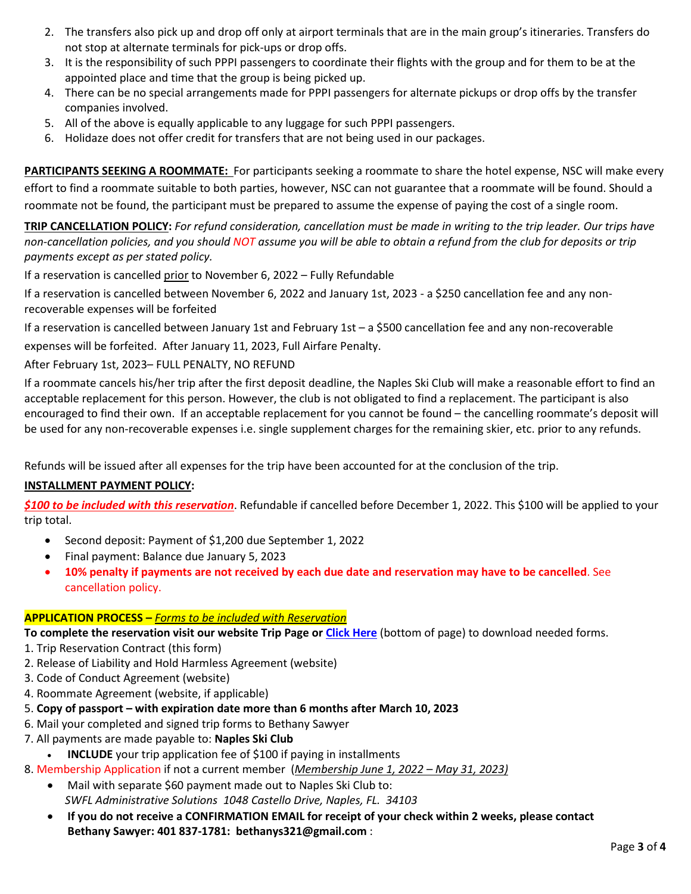2. The transfers also pick up and drop off only at airport terminals that are in the main group's itineraries. Transfers do not stop at alternate terminals for pick-ups or drop offs.
3. It is the responsibility of such PPPI passengers to coordinate their flights with the group and for them to be at the appointed place and time that the group is being picked up.
4. There can be no special arrangements made for PPPI passengers for alternate pickups or drop offs by the transfer companies involved.
5. All of the above is equally applicable to any luggage for such PPPI passengers.
6. Holidaze does not offer credit for transfers that are not being used in our packages.

**PARTICIPANTS SEEKING A ROOMMATE:** For participants seeking a roommate to share the hotel expense, NSC will make every effort to find a roommate suitable to both parties, however, NSC can not guarantee that a roommate will be found. Should a roommate not be found, the participant must be prepared to assume the expense of paying the cost of a single room.

**TRIP CANCELLATION POLICY:** *For refund consideration, cancellation must be made in writing to the trip leader. Our trips have non-cancellation policies, and you should NOT assume you will be able to obtain a refund from the club for deposits or trip payments except as per stated policy.*

If a reservation is cancelled prior to November 6, 2022 – Fully Refundable

If a reservation is cancelled between November 6, 2022 and January 1st, 2023 - a $250 cancellation fee and any non-recoverable expenses will be forfeited

If a reservation is cancelled between January 1st and February 1st – a $500 cancellation fee and any non-recoverable expenses will be forfeited. After January 11, 2023, Full Airfare Penalty.

After February 1st, 2023– FULL PENALTY, NO REFUND

If a roommate cancels his/her trip after the first deposit deadline, the Naples Ski Club will make a reasonable effort to find an acceptable replacement for this person. However, the club is not obligated to find a replacement. The participant is also encouraged to find their own. If an acceptable replacement for you cannot be found – the cancelling roommate's deposit will be used for any non-recoverable expenses i.e. single supplement charges for the remaining skier, etc. prior to any refunds.

Refunds will be issued after all expenses for the trip have been accounted for at the conclusion of the trip.

**INSTALLMENT PAYMENT POLICY:**

***$100 to be included with this reservation***. Refundable if cancelled before December 1, 2022. This $100 will be applied to your trip total.

- Second deposit: Payment of $1,200 due September 1, 2022
- Final payment: Balance due January 5, 2023
- **10% penalty if payments are not received by each due date and reservation may have to be cancelled**. See cancellation policy.

**APPLICATION PROCESS –** *Forms to be included with Reservation*

**To complete the reservation visit our website Trip Page or Click Here** (bottom of page) to download needed forms.

1. Trip Reservation Contract (this form)
2. Release of Liability and Hold Harmless Agreement (website)
3. Code of Conduct Agreement (website)
4. Roommate Agreement (website, if applicable)
5. **Copy of passport – with expiration date more than 6 months after March 10, 2023**
6. Mail your completed and signed trip forms to Bethany Sawyer
7. All payments are made payable to: **Naples Ski Club**
   - **INCLUDE** your trip application fee of $100 if paying in installments
8. Membership Application if not a current member (*Membership June 1, 2022 – May 31, 2023)*
   - Mail with separate $60 payment made out to Naples Ski Club to: *SWFL Administrative Solutions 1048 Castello Drive, Naples, FL. 34103*
   - **If you do not receive a CONFIRMATION EMAIL for receipt of your check within 2 weeks, please contact Bethany Sawyer: 401 837-1781: bethanys321@gmail.com** :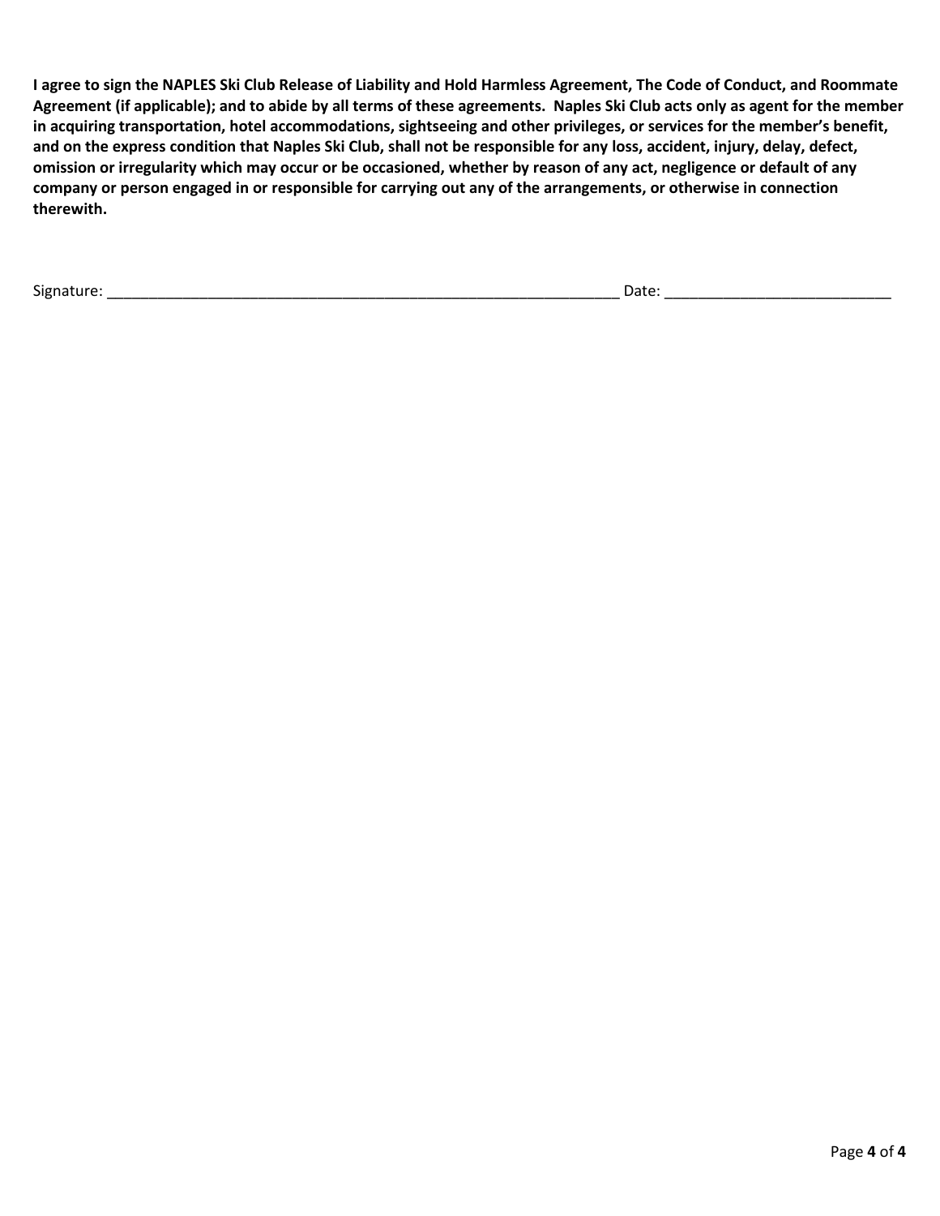**I agree to sign the NAPLES Ski Club Release of Liability and Hold Harmless Agreement, The Code of Conduct, and Roommate Agreement (if applicable); and to abide by all terms of these agreements. Naples Ski Club acts only as agent for the member in acquiring transportation, hotel accommodations, sightseeing and other privileges, or services for the member's benefit, and on the express condition that Naples Ski Club, shall not be responsible for any loss, accident, injury, delay, defect, omission or irregularity which may occur or be occasioned, whether by reason of any act, negligence or default of any company or person engaged in or responsible for carrying out any of the arrangements, or otherwise in connection therewith.**

Signature: _______________________________________________________________ Date: ___________________________